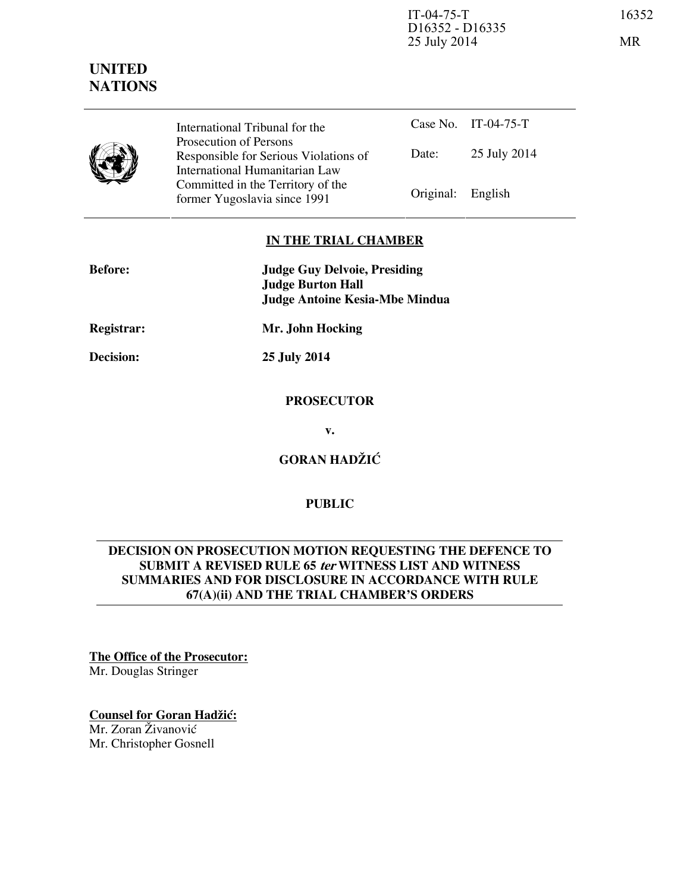IT-04-75-T
D16352 - D16335
25 July 2014

16352

MR

**UNITED NATIONS**

| | International Tribunal for the Prosecution of Persons Responsible for Serious Violations of International Humanitarian Law Committed in the Territory of the former Yugoslavia since 1991 | Case No. | IT-04-75-T |
|---|---|---|---|
| | | Date: | 25 July 2014 |
| | | Original: | English |

**IN THE TRIAL CHAMBER**

**Before:** **Judge Guy Delvoie, Presiding**
**Judge Burton Hall**
**Judge Antoine Kesia-Mbe Mindua**

**Registrar:** **Mr. John Hocking**

**Decision:** **25 July 2014**

**PROSECUTOR**

**v.**

**GORAN HADŽIĆ**

**PUBLIC**

**DECISION ON PROSECUTION MOTION REQUESTING THE DEFENCE TO SUBMIT A REVISED RULE 65 *ter* WITNESS LIST AND WITNESS SUMMARIES AND FOR DISCLOSURE IN ACCORDANCE WITH RULE 67(A)(ii) AND THE TRIAL CHAMBER'S ORDERS**

**The Office of the Prosecutor:**
Mr. Douglas Stringer

**Counsel for Goran Hadžić:**
Mr. Zoran Živanović
Mr. Christopher Gosnell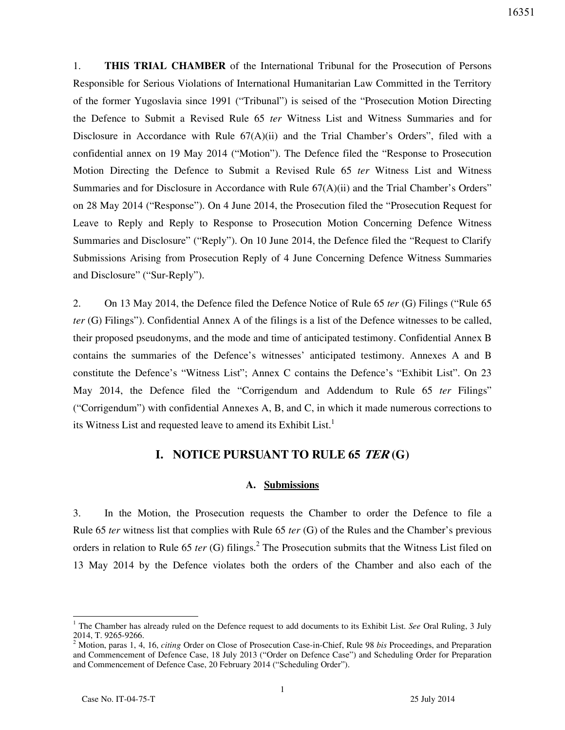1. **THIS TRIAL CHAMBER** of the International Tribunal for the Prosecution of Persons Responsible for Serious Violations of International Humanitarian Law Committed in the Territory of the former Yugoslavia since 1991 ("Tribunal") is seised of the "Prosecution Motion Directing the Defence to Submit a Revised Rule 65 *ter* Witness List and Witness Summaries and for Disclosure in Accordance with Rule 67(A)(ii) and the Trial Chamber's Orders", filed with a confidential annex on 19 May 2014 ("Motion"). The Defence filed the "Response to Prosecution Motion Directing the Defence to Submit a Revised Rule 65 *ter* Witness List and Witness Summaries and for Disclosure in Accordance with Rule 67(A)(ii) and the Trial Chamber's Orders" on 28 May 2014 ("Response"). On 4 June 2014, the Prosecution filed the "Prosecution Request for Leave to Reply and Reply to Response to Prosecution Motion Concerning Defence Witness Summaries and Disclosure" ("Reply"). On 10 June 2014, the Defence filed the "Request to Clarify Submissions Arising from Prosecution Reply of 4 June Concerning Defence Witness Summaries and Disclosure" ("Sur-Reply").

2. On 13 May 2014, the Defence filed the Defence Notice of Rule 65 *ter* (G) Filings ("Rule 65 *ter* (G) Filings"). Confidential Annex A of the filings is a list of the Defence witnesses to be called, their proposed pseudonyms, and the mode and time of anticipated testimony. Confidential Annex B contains the summaries of the Defence's witnesses' anticipated testimony. Annexes A and B constitute the Defence's "Witness List"; Annex C contains the Defence's "Exhibit List". On 23 May 2014, the Defence filed the "Corrigendum and Addendum to Rule 65 *ter* Filings" ("Corrigendum") with confidential Annexes A, B, and C, in which it made numerous corrections to its Witness List and requested leave to amend its Exhibit List.[1]

## I. NOTICE PURSUANT TO RULE 65 *TER* (G)

### A. Submissions

3. In the Motion, the Prosecution requests the Chamber to order the Defence to file a Rule 65 *ter* witness list that complies with Rule 65 *ter* (G) of the Rules and the Chamber's previous orders in relation to Rule 65 *ter* (G) filings.[2] The Prosecution submits that the Witness List filed on 13 May 2014 by the Defence violates both the orders of the Chamber and also each of the

---

[1] The Chamber has already ruled on the Defence request to add documents to its Exhibit List. *See* Oral Ruling, 3 July 2014, T. 9265-9266.

[2] Motion, paras 1, 4, 16, *citing* Order on Close of Prosecution Case-in-Chief, Rule 98 *bis* Proceedings, and Preparation and Commencement of Defence Case, 18 July 2013 ("Order on Defence Case") and Scheduling Order for Preparation and Commencement of Defence Case, 20 February 2014 ("Scheduling Order").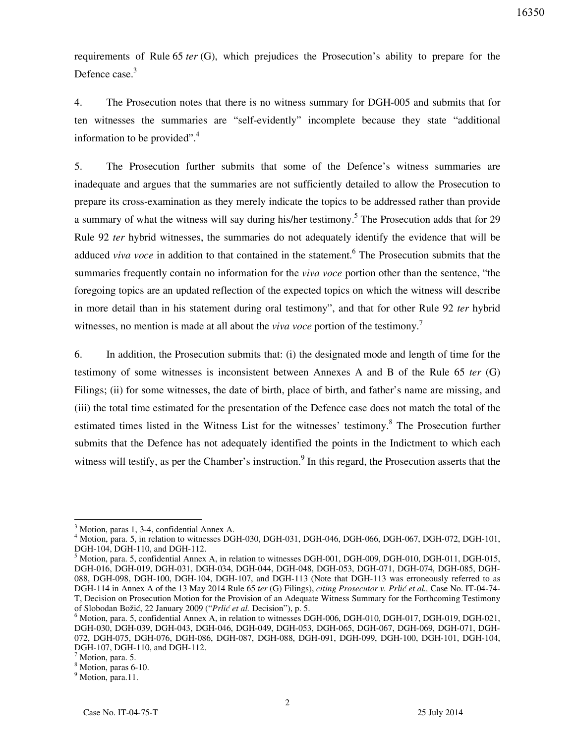requirements of Rule 65 *ter* (G), which prejudices the Prosecution's ability to prepare for the Defence case.[3]

4. The Prosecution notes that there is no witness summary for DGH-005 and submits that for ten witnesses the summaries are "self-evidently" incomplete because they state "additional information to be provided".[4]

5. The Prosecution further submits that some of the Defence's witness summaries are inadequate and argues that the summaries are not sufficiently detailed to allow the Prosecution to prepare its cross-examination as they merely indicate the topics to be addressed rather than provide a summary of what the witness will say during his/her testimony.[5] The Prosecution adds that for 29 Rule 92 *ter* hybrid witnesses, the summaries do not adequately identify the evidence that will be adduced *viva voce* in addition to that contained in the statement.[6] The Prosecution submits that the summaries frequently contain no information for the *viva voce* portion other than the sentence, "the foregoing topics are an updated reflection of the expected topics on which the witness will describe in more detail than in his statement during oral testimony", and that for other Rule 92 *ter* hybrid witnesses, no mention is made at all about the *viva voce* portion of the testimony.[7]

6. In addition, the Prosecution submits that: (i) the designated mode and length of time for the testimony of some witnesses is inconsistent between Annexes A and B of the Rule 65 *ter* (G) Filings; (ii) for some witnesses, the date of birth, place of birth, and father's name are missing, and (iii) the total time estimated for the presentation of the Defence case does not match the total of the estimated times listed in the Witness List for the witnesses' testimony.[8] The Prosecution further submits that the Defence has not adequately identified the points in the Indictment to which each witness will testify, as per the Chamber's instruction.[9] In this regard, the Prosecution asserts that the

---

[3] Motion, paras 1, 3-4, confidential Annex A.

[4] Motion, para. 5, in relation to witnesses DGH-030, DGH-031, DGH-046, DGH-066, DGH-067, DGH-072, DGH-101, DGH-104, DGH-110, and DGH-112.

[5] Motion, para. 5, confidential Annex A, in relation to witnesses DGH-001, DGH-009, DGH-010, DGH-011, DGH-015, DGH-016, DGH-019, DGH-031, DGH-034, DGH-044, DGH-048, DGH-053, DGH-071, DGH-074, DGH-085, DGH-088, DGH-098, DGH-100, DGH-104, DGH-107, and DGH-113 (Note that DGH-113 was erroneously referred to as DGH-114 in Annex A of the 13 May 2014 Rule 65 *ter* (G) Filings), *citing Prosecutor v. Prlić et al.,* Case No. IT-04-74-T, Decision on Prosecution Motion for the Provision of an Adequate Witness Summary for the Forthcoming Testimony of Slobodan Božić, 22 January 2009 ("*Prlić et al.* Decision"), p. 5.

[6] Motion, para. 5, confidential Annex A, in relation to witnesses DGH-006, DGH-010, DGH-017, DGH-019, DGH-021, DGH-030, DGH-039, DGH-043, DGH-046, DGH-049, DGH-053, DGH-065, DGH-067, DGH-069, DGH-071, DGH-072, DGH-075, DGH-076, DGH-086, DGH-087, DGH-088, DGH-091, DGH-099, DGH-100, DGH-101, DGH-104, DGH-107, DGH-110, and DGH-112.

[7] Motion, para. 5.

[8] Motion, paras 6-10.

[9] Motion, para.11.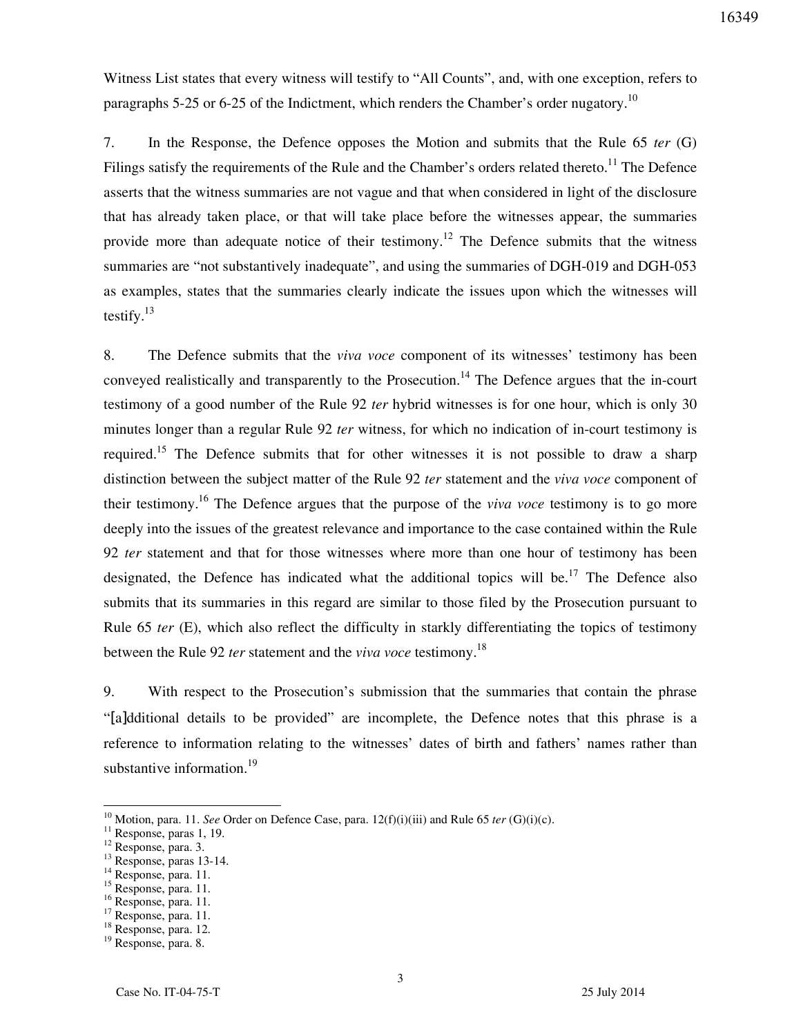Witness List states that every witness will testify to "All Counts", and, with one exception, refers to paragraphs 5-25 or 6-25 of the Indictment, which renders the Chamber's order nugatory.[10]

7. In the Response, the Defence opposes the Motion and submits that the Rule 65 *ter* (G) Filings satisfy the requirements of the Rule and the Chamber's orders related thereto.[11] The Defence asserts that the witness summaries are not vague and that when considered in light of the disclosure that has already taken place, or that will take place before the witnesses appear, the summaries provide more than adequate notice of their testimony.[12] The Defence submits that the witness summaries are "not substantively inadequate", and using the summaries of DGH-019 and DGH-053 as examples, states that the summaries clearly indicate the issues upon which the witnesses will testify.[13]

8. The Defence submits that the *viva voce* component of its witnesses' testimony has been conveyed realistically and transparently to the Prosecution.[14] The Defence argues that the in-court testimony of a good number of the Rule 92 *ter* hybrid witnesses is for one hour, which is only 30 minutes longer than a regular Rule 92 *ter* witness, for which no indication of in-court testimony is required.[15] The Defence submits that for other witnesses it is not possible to draw a sharp distinction between the subject matter of the Rule 92 *ter* statement and the *viva voce* component of their testimony.[16] The Defence argues that the purpose of the *viva voce* testimony is to go more deeply into the issues of the greatest relevance and importance to the case contained within the Rule 92 *ter* statement and that for those witnesses where more than one hour of testimony has been designated, the Defence has indicated what the additional topics will be.[17] The Defence also submits that its summaries in this regard are similar to those filed by the Prosecution pursuant to Rule 65 *ter* (E), which also reflect the difficulty in starkly differentiating the topics of testimony between the Rule 92 *ter* statement and the *viva voce* testimony.[18]

9. With respect to the Prosecution's submission that the summaries that contain the phrase "[a]dditional details to be provided" are incomplete, the Defence notes that this phrase is a reference to information relating to the witnesses' dates of birth and fathers' names rather than substantive information.[19]

---

[10] Motion, para. 11. *See* Order on Defence Case, para. 12(f)(i)(iii) and Rule 65 *ter* (G)(i)(c).
[11] Response, paras 1, 19.
[12] Response, para. 3.
[13] Response, paras 13-14.
[14] Response, para. 11.
[15] Response, para. 11.
[16] Response, para. 11.
[17] Response, para. 11.
[18] Response, para. 12.
[19] Response, para. 8.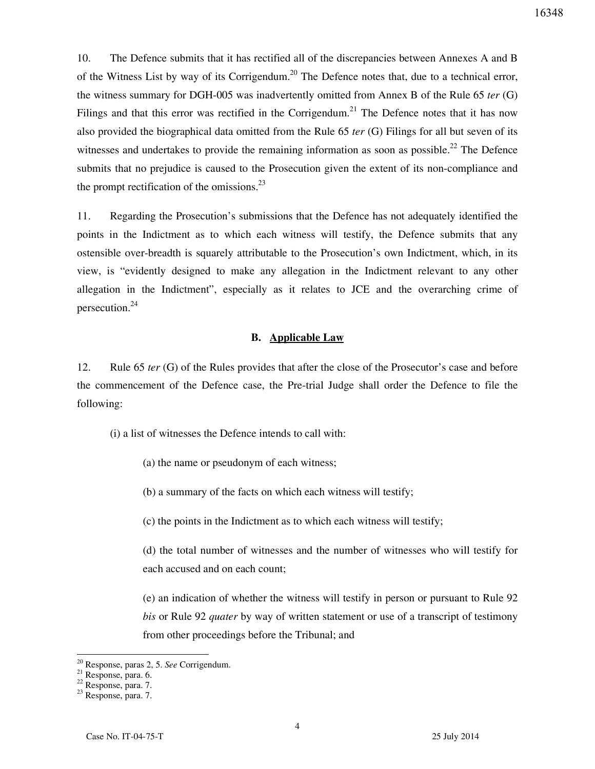10. The Defence submits that it has rectified all of the discrepancies between Annexes A and B of the Witness List by way of its Corrigendum.[20] The Defence notes that, due to a technical error, the witness summary for DGH-005 was inadvertently omitted from Annex B of the Rule 65 *ter* (G) Filings and that this error was rectified in the Corrigendum.[21] The Defence notes that it has now also provided the biographical data omitted from the Rule 65 *ter* (G) Filings for all but seven of its witnesses and undertakes to provide the remaining information as soon as possible.[22] The Defence submits that no prejudice is caused to the Prosecution given the extent of its non-compliance and the prompt rectification of the omissions.[23]

11. Regarding the Prosecution's submissions that the Defence has not adequately identified the points in the Indictment as to which each witness will testify, the Defence submits that any ostensible over-breadth is squarely attributable to the Prosecution's own Indictment, which, in its view, is "evidently designed to make any allegation in the Indictment relevant to any other allegation in the Indictment", especially as it relates to JCE and the overarching crime of persecution.[24]

## B. Applicable Law

12. Rule 65 *ter* (G) of the Rules provides that after the close of the Prosecutor's case and before the commencement of the Defence case, the Pre-trial Judge shall order the Defence to file the following:

(i) a list of witnesses the Defence intends to call with:

(a) the name or pseudonym of each witness;

(b) a summary of the facts on which each witness will testify;

(c) the points in the Indictment as to which each witness will testify;

(d) the total number of witnesses and the number of witnesses who will testify for each accused and on each count;

(e) an indication of whether the witness will testify in person or pursuant to Rule 92 *bis* or Rule 92 *quater* by way of written statement or use of a transcript of testimony from other proceedings before the Tribunal; and

---

[20] Response, paras 2, 5. *See* Corrigendum.
[21] Response, para. 6.
[22] Response, para. 7.
[23] Response, para. 7.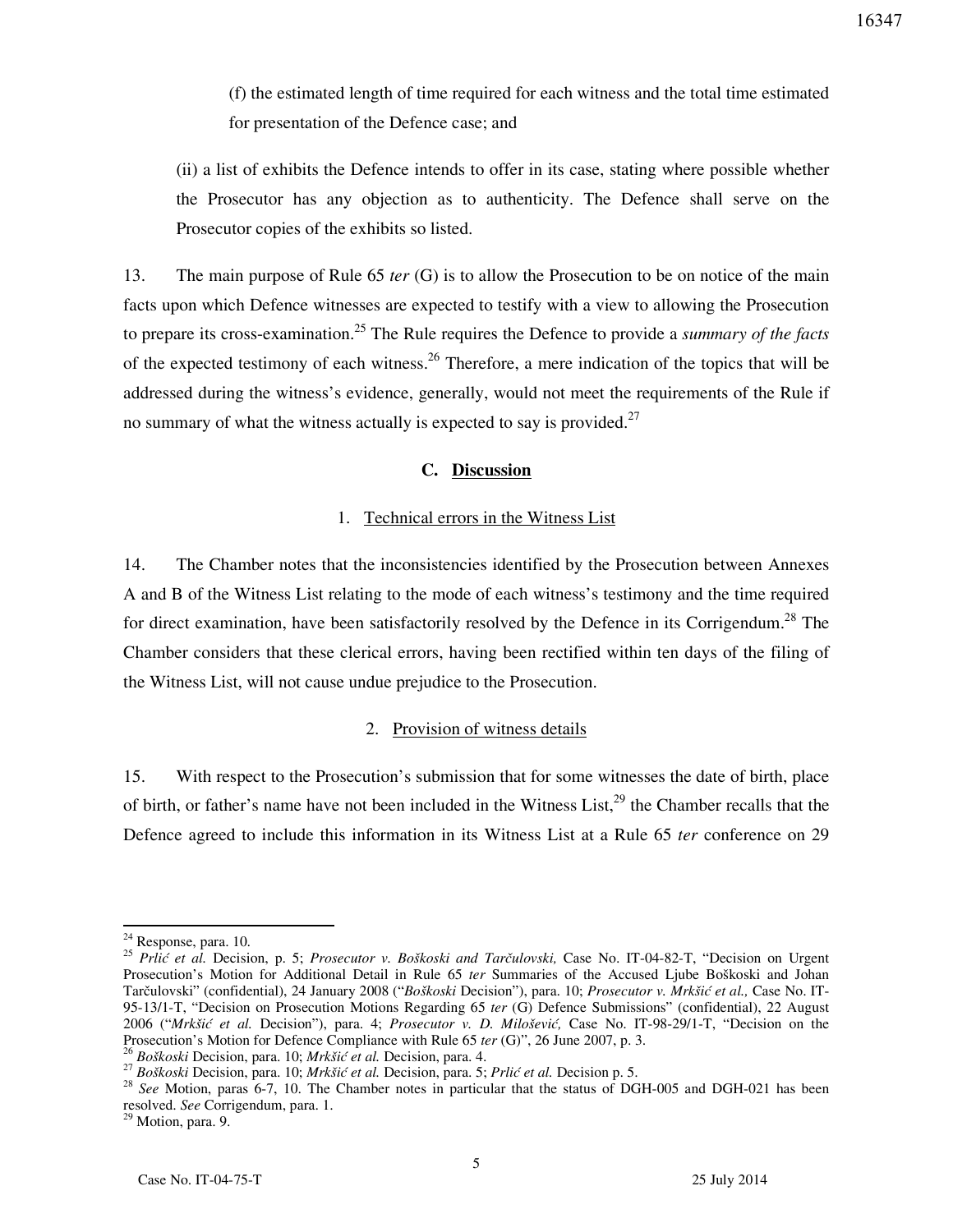(f) the estimated length of time required for each witness and the total time estimated for presentation of the Defence case; and

(ii) a list of exhibits the Defence intends to offer in its case, stating where possible whether the Prosecutor has any objection as to authenticity. The Defence shall serve on the Prosecutor copies of the exhibits so listed.

13. The main purpose of Rule 65 *ter* (G) is to allow the Prosecution to be on notice of the main facts upon which Defence witnesses are expected to testify with a view to allowing the Prosecution to prepare its cross-examination.[25] The Rule requires the Defence to provide a *summary of the facts* of the expected testimony of each witness.[26] Therefore, a mere indication of the topics that will be addressed during the witness's evidence, generally, would not meet the requirements of the Rule if no summary of what the witness actually is expected to say is provided.[27]

### C. Discussion

#### 1. Technical errors in the Witness List

14. The Chamber notes that the inconsistencies identified by the Prosecution between Annexes A and B of the Witness List relating to the mode of each witness's testimony and the time required for direct examination, have been satisfactorily resolved by the Defence in its Corrigendum.[28] The Chamber considers that these clerical errors, having been rectified within ten days of the filing of the Witness List, will not cause undue prejudice to the Prosecution.

#### 2. Provision of witness details

15. With respect to the Prosecution's submission that for some witnesses the date of birth, place of birth, or father's name have not been included in the Witness List,[29] the Chamber recalls that the Defence agreed to include this information in its Witness List at a Rule 65 *ter* conference on 29

---

[24] Response, para. 10.

[25] *Prlić et al.* Decision, p. 5; *Prosecutor v. Boškoski and Tarčulovski,* Case No. IT-04-82-T, "Decision on Urgent Prosecution's Motion for Additional Detail in Rule 65 *ter* Summaries of the Accused Ljube Boškoski and Johan Tarčulovski" (confidential), 24 January 2008 ("*Boškoski* Decision"), para. 10; *Prosecutor v. Mrkšić et al.,* Case No. IT-95-13/1-T, "Decision on Prosecution Motions Regarding 65 *ter* (G) Defence Submissions" (confidential), 22 August 2006 ("*Mrkšić et al.* Decision"), para. 4; *Prosecutor v. D. Milošević,* Case No. IT-98-29/1-T, "Decision on the Prosecution's Motion for Defence Compliance with Rule 65 *ter* (G)", 26 June 2007, p. 3.

[26] *Boškoski* Decision, para. 10; *Mrkšić et al.* Decision, para. 4.

[27] *Boškoski* Decision, para. 10; *Mrkšić et al.* Decision, para. 5; *Prlić et al.* Decision p. 5.

[28] *See* Motion, paras 6-7, 10. The Chamber notes in particular that the status of DGH-005 and DGH-021 has been resolved. *See* Corrigendum, para. 1.

[29] Motion, para. 9.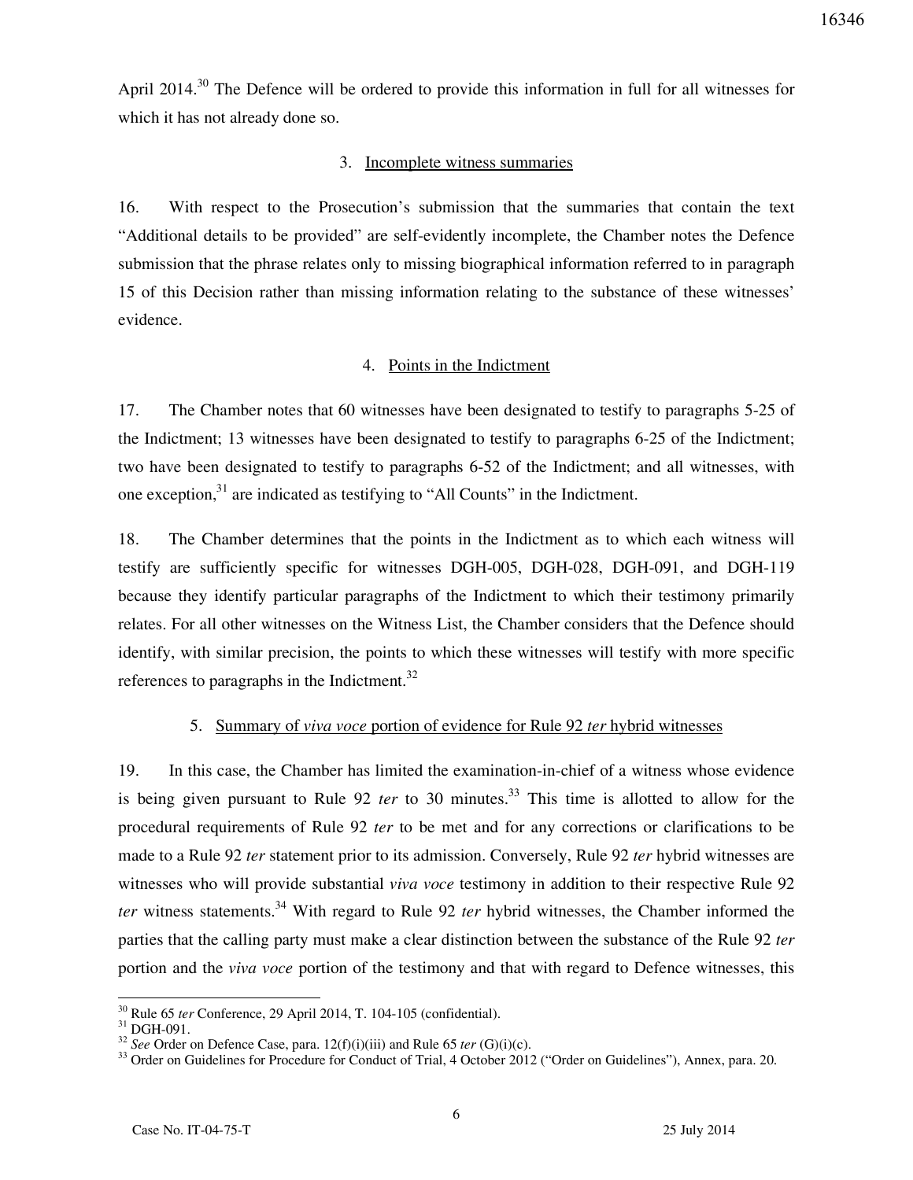April 2014.[30] The Defence will be ordered to provide this information in full for all witnesses for which it has not already done so.

### 3. Incomplete witness summaries

16. With respect to the Prosecution's submission that the summaries that contain the text "Additional details to be provided" are self-evidently incomplete, the Chamber notes the Defence submission that the phrase relates only to missing biographical information referred to in paragraph 15 of this Decision rather than missing information relating to the substance of these witnesses' evidence.

### 4. Points in the Indictment

17. The Chamber notes that 60 witnesses have been designated to testify to paragraphs 5-25 of the Indictment; 13 witnesses have been designated to testify to paragraphs 6-25 of the Indictment; two have been designated to testify to paragraphs 6-52 of the Indictment; and all witnesses, with one exception,[31] are indicated as testifying to "All Counts" in the Indictment.

18. The Chamber determines that the points in the Indictment as to which each witness will testify are sufficiently specific for witnesses DGH-005, DGH-028, DGH-091, and DGH-119 because they identify particular paragraphs of the Indictment to which their testimony primarily relates. For all other witnesses on the Witness List, the Chamber considers that the Defence should identify, with similar precision, the points to which these witnesses will testify with more specific references to paragraphs in the Indictment.[32]

### 5. Summary of *viva voce* portion of evidence for Rule 92 *ter* hybrid witnesses

19. In this case, the Chamber has limited the examination-in-chief of a witness whose evidence is being given pursuant to Rule 92 *ter* to 30 minutes.[33] This time is allotted to allow for the procedural requirements of Rule 92 *ter* to be met and for any corrections or clarifications to be made to a Rule 92 *ter* statement prior to its admission. Conversely, Rule 92 *ter* hybrid witnesses are witnesses who will provide substantial *viva voce* testimony in addition to their respective Rule 92 *ter* witness statements.[34] With regard to Rule 92 *ter* hybrid witnesses, the Chamber informed the parties that the calling party must make a clear distinction between the substance of the Rule 92 *ter* portion and the *viva voce* portion of the testimony and that with regard to Defence witnesses, this

---

[30] Rule 65 *ter* Conference, 29 April 2014, T. 104-105 (confidential).

[31] DGH-091.

[32] *See* Order on Defence Case, para. 12(f)(i)(iii) and Rule 65 *ter* (G)(i)(c).

[33] Order on Guidelines for Procedure for Conduct of Trial, 4 October 2012 ("Order on Guidelines"), Annex, para. 20.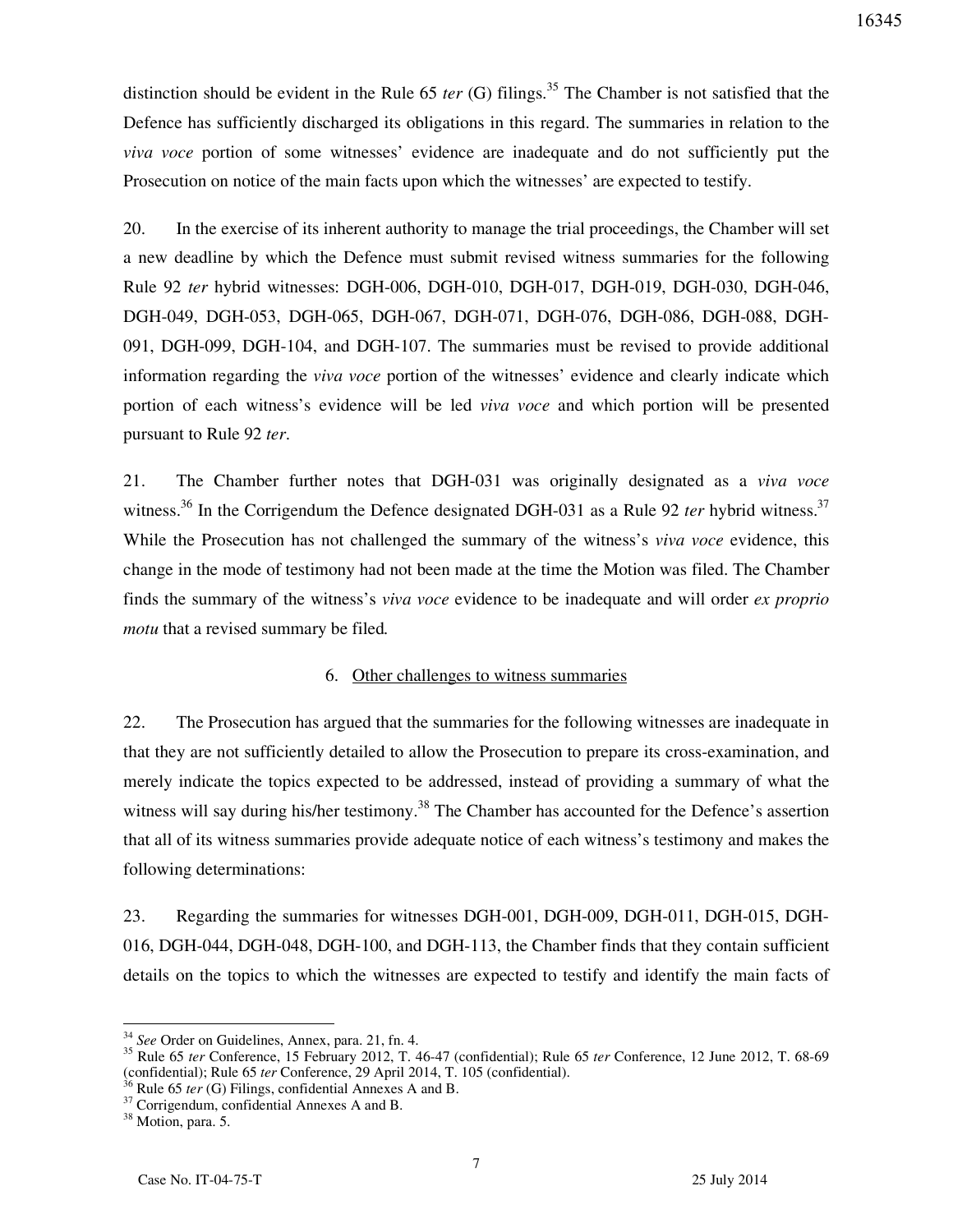distinction should be evident in the Rule 65 *ter* (G) filings.[35] The Chamber is not satisfied that the Defence has sufficiently discharged its obligations in this regard. The summaries in relation to the *viva voce* portion of some witnesses' evidence are inadequate and do not sufficiently put the Prosecution on notice of the main facts upon which the witnesses' are expected to testify.

20. In the exercise of its inherent authority to manage the trial proceedings, the Chamber will set a new deadline by which the Defence must submit revised witness summaries for the following Rule 92 *ter* hybrid witnesses: DGH-006, DGH-010, DGH-017, DGH-019, DGH-030, DGH-046, DGH-049, DGH-053, DGH-065, DGH-067, DGH-071, DGH-076, DGH-086, DGH-088, DGH-091, DGH-099, DGH-104, and DGH-107. The summaries must be revised to provide additional information regarding the *viva voce* portion of the witnesses' evidence and clearly indicate which portion of each witness's evidence will be led *viva voce* and which portion will be presented pursuant to Rule 92 *ter*.

21. The Chamber further notes that DGH-031 was originally designated as a *viva voce* witness.[36] In the Corrigendum the Defence designated DGH-031 as a Rule 92 *ter* hybrid witness.[37] While the Prosecution has not challenged the summary of the witness's *viva voce* evidence, this change in the mode of testimony had not been made at the time the Motion was filed. The Chamber finds the summary of the witness's *viva voce* evidence to be inadequate and will order *ex proprio motu* that a revised summary be filed.

### 6. Other challenges to witness summaries

22. The Prosecution has argued that the summaries for the following witnesses are inadequate in that they are not sufficiently detailed to allow the Prosecution to prepare its cross-examination, and merely indicate the topics expected to be addressed, instead of providing a summary of what the witness will say during his/her testimony.[38] The Chamber has accounted for the Defence's assertion that all of its witness summaries provide adequate notice of each witness's testimony and makes the following determinations:

23. Regarding the summaries for witnesses DGH-001, DGH-009, DGH-011, DGH-015, DGH-016, DGH-044, DGH-048, DGH-100, and DGH-113, the Chamber finds that they contain sufficient details on the topics to which the witnesses are expected to testify and identify the main facts of

---

[34] *See* Order on Guidelines, Annex, para. 21, fn. 4.

[35] Rule 65 *ter* Conference, 15 February 2012, T. 46-47 (confidential); Rule 65 *ter* Conference, 12 June 2012, T. 68-69 (confidential); Rule 65 *ter* Conference, 29 April 2014, T. 105 (confidential).

[36] Rule 65 *ter* (G) Filings, confidential Annexes A and B.

[37] Corrigendum, confidential Annexes A and B.

[38] Motion, para. 5.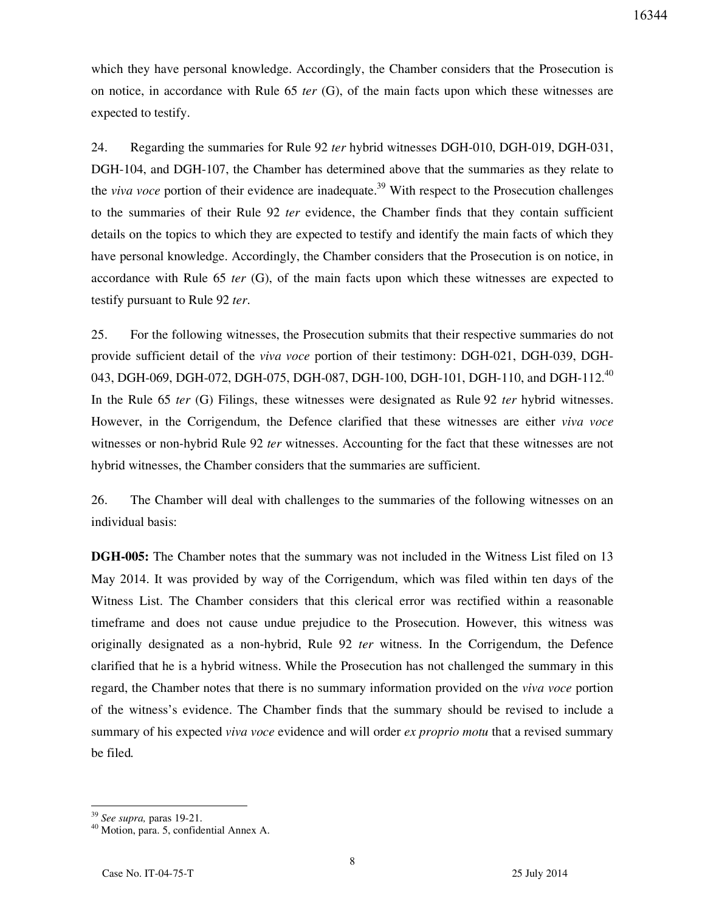which they have personal knowledge. Accordingly, the Chamber considers that the Prosecution is on notice, in accordance with Rule 65 *ter* (G), of the main facts upon which these witnesses are expected to testify.

24. Regarding the summaries for Rule 92 *ter* hybrid witnesses DGH-010, DGH-019, DGH-031, DGH-104, and DGH-107, the Chamber has determined above that the summaries as they relate to the *viva voce* portion of their evidence are inadequate.[39] With respect to the Prosecution challenges to the summaries of their Rule 92 *ter* evidence, the Chamber finds that they contain sufficient details on the topics to which they are expected to testify and identify the main facts of which they have personal knowledge. Accordingly, the Chamber considers that the Prosecution is on notice, in accordance with Rule 65 *ter* (G), of the main facts upon which these witnesses are expected to testify pursuant to Rule 92 *ter*.

25. For the following witnesses, the Prosecution submits that their respective summaries do not provide sufficient detail of the *viva voce* portion of their testimony: DGH-021, DGH-039, DGH-043, DGH-069, DGH-072, DGH-075, DGH-087, DGH-100, DGH-101, DGH-110, and DGH-112.[40] In the Rule 65 *ter* (G) Filings, these witnesses were designated as Rule 92 *ter* hybrid witnesses. However, in the Corrigendum, the Defence clarified that these witnesses are either *viva voce* witnesses or non-hybrid Rule 92 *ter* witnesses. Accounting for the fact that these witnesses are not hybrid witnesses, the Chamber considers that the summaries are sufficient.

26. The Chamber will deal with challenges to the summaries of the following witnesses on an individual basis:

**DGH-005:** The Chamber notes that the summary was not included in the Witness List filed on 13 May 2014. It was provided by way of the Corrigendum, which was filed within ten days of the Witness List. The Chamber considers that this clerical error was rectified within a reasonable timeframe and does not cause undue prejudice to the Prosecution. However, this witness was originally designated as a non-hybrid, Rule 92 *ter* witness. In the Corrigendum, the Defence clarified that he is a hybrid witness. While the Prosecution has not challenged the summary in this regard, the Chamber notes that there is no summary information provided on the *viva voce* portion of the witness's evidence. The Chamber finds that the summary should be revised to include a summary of his expected *viva voce* evidence and will order *ex proprio motu* that a revised summary be filed.

---

[39] *See supra,* paras 19-21.

[40] Motion, para. 5, confidential Annex A.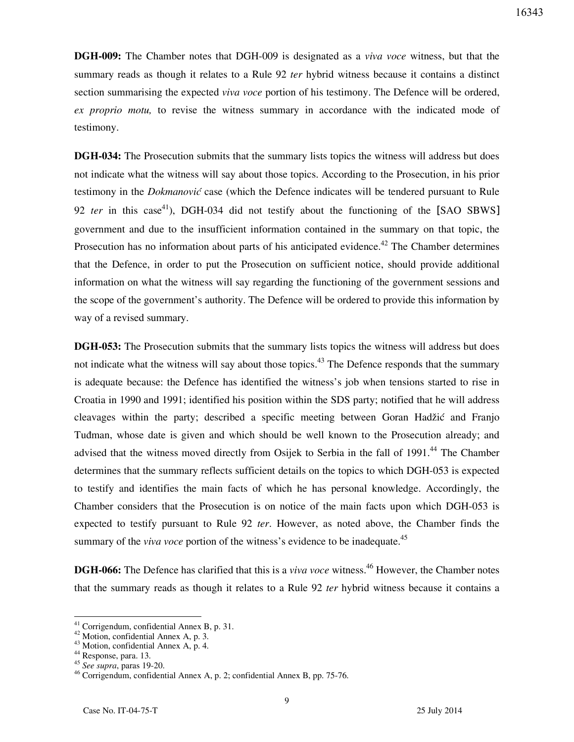**DGH-009:** The Chamber notes that DGH-009 is designated as a *viva voce* witness, but that the summary reads as though it relates to a Rule 92 *ter* hybrid witness because it contains a distinct section summarising the expected *viva voce* portion of his testimony. The Defence will be ordered, *ex proprio motu,* to revise the witness summary in accordance with the indicated mode of testimony.

**DGH-034:** The Prosecution submits that the summary lists topics the witness will address but does not indicate what the witness will say about those topics. According to the Prosecution, in his prior testimony in the *Dokmanović* case (which the Defence indicates will be tendered pursuant to Rule 92 *ter* in this case[41]), DGH-034 did not testify about the functioning of the [SAO SBWS] government and due to the insufficient information contained in the summary on that topic, the Prosecution has no information about parts of his anticipated evidence.[42] The Chamber determines that the Defence, in order to put the Prosecution on sufficient notice, should provide additional information on what the witness will say regarding the functioning of the government sessions and the scope of the government's authority. The Defence will be ordered to provide this information by way of a revised summary.

**DGH-053:** The Prosecution submits that the summary lists topics the witness will address but does not indicate what the witness will say about those topics.[43] The Defence responds that the summary is adequate because: the Defence has identified the witness's job when tensions started to rise in Croatia in 1990 and 1991; identified his position within the SDS party; notified that he will address cleavages within the party; described a specific meeting between Goran Hadžić and Franjo Tuđman, whose date is given and which should be well known to the Prosecution already; and advised that the witness moved directly from Osijek to Serbia in the fall of 1991.[44] The Chamber determines that the summary reflects sufficient details on the topics to which DGH-053 is expected to testify and identifies the main facts of which he has personal knowledge. Accordingly, the Chamber considers that the Prosecution is on notice of the main facts upon which DGH-053 is expected to testify pursuant to Rule 92 *ter*. However, as noted above, the Chamber finds the summary of the *viva voce* portion of the witness's evidence to be inadequate.[45]

**DGH-066:** The Defence has clarified that this is a *viva voce* witness.[46] However, the Chamber notes that the summary reads as though it relates to a Rule 92 *ter* hybrid witness because it contains a

---

[41] Corrigendum, confidential Annex B, p. 31.

[42] Motion, confidential Annex A, p. 3.

[43] Motion, confidential Annex A, p. 4.

[44] Response, para. 13.

[45] *See supra*, paras 19-20.

[46] Corrigendum, confidential Annex A, p. 2; confidential Annex B, pp. 75-76.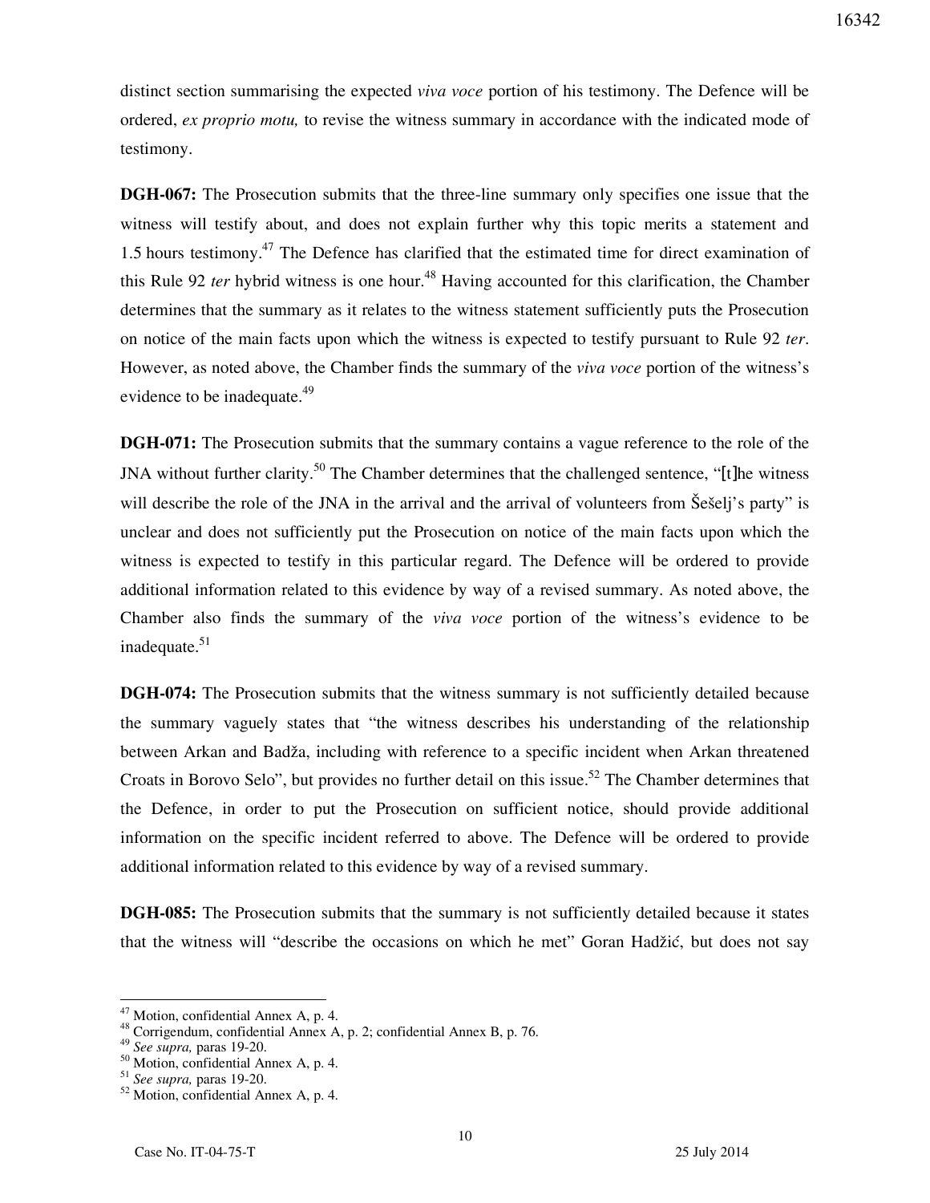distinct section summarising the expected *viva voce* portion of his testimony. The Defence will be ordered, *ex proprio motu,* to revise the witness summary in accordance with the indicated mode of testimony.

**DGH-067:** The Prosecution submits that the three-line summary only specifies one issue that the witness will testify about, and does not explain further why this topic merits a statement and 1.5 hours testimony.[47] The Defence has clarified that the estimated time for direct examination of this Rule 92 *ter* hybrid witness is one hour.[48] Having accounted for this clarification, the Chamber determines that the summary as it relates to the witness statement sufficiently puts the Prosecution on notice of the main facts upon which the witness is expected to testify pursuant to Rule 92 *ter*. However, as noted above, the Chamber finds the summary of the *viva voce* portion of the witness's evidence to be inadequate.[49]

**DGH-071:** The Prosecution submits that the summary contains a vague reference to the role of the JNA without further clarity.[50] The Chamber determines that the challenged sentence, "[t]he witness will describe the role of the JNA in the arrival and the arrival of volunteers from Šešelj's party" is unclear and does not sufficiently put the Prosecution on notice of the main facts upon which the witness is expected to testify in this particular regard. The Defence will be ordered to provide additional information related to this evidence by way of a revised summary. As noted above, the Chamber also finds the summary of the *viva voce* portion of the witness's evidence to be inadequate.[51]

**DGH-074:** The Prosecution submits that the witness summary is not sufficiently detailed because the summary vaguely states that "the witness describes his understanding of the relationship between Arkan and Badža, including with reference to a specific incident when Arkan threatened Croats in Borovo Selo", but provides no further detail on this issue.[52] The Chamber determines that the Defence, in order to put the Prosecution on sufficient notice, should provide additional information on the specific incident referred to above. The Defence will be ordered to provide additional information related to this evidence by way of a revised summary.

**DGH-085:** The Prosecution submits that the summary is not sufficiently detailed because it states that the witness will "describe the occasions on which he met" Goran Hadžić, but does not say

---

[47] Motion, confidential Annex A, p. 4.
[48] Corrigendum, confidential Annex A, p. 2; confidential Annex B, p. 76.
[49] *See supra,* paras 19-20.
[50] Motion, confidential Annex A, p. 4.
[51] *See supra,* paras 19-20.
[52] Motion, confidential Annex A, p. 4.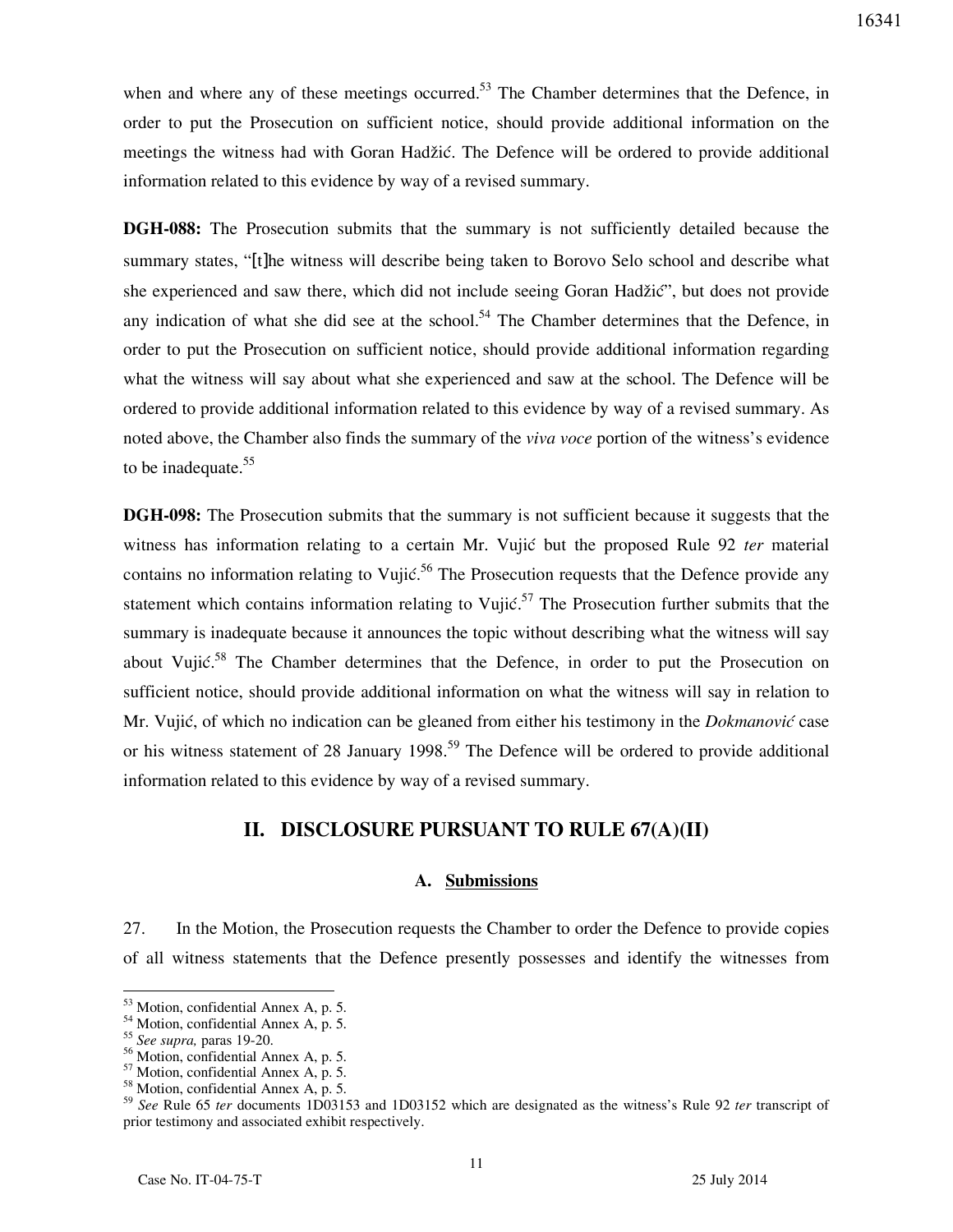when and where any of these meetings occurred.[53] The Chamber determines that the Defence, in order to put the Prosecution on sufficient notice, should provide additional information on the meetings the witness had with Goran Hadžić. The Defence will be ordered to provide additional information related to this evidence by way of a revised summary.

**DGH-088:** The Prosecution submits that the summary is not sufficiently detailed because the summary states, "[t]he witness will describe being taken to Borovo Selo school and describe what she experienced and saw there, which did not include seeing Goran Hadžić", but does not provide any indication of what she did see at the school.[54] The Chamber determines that the Defence, in order to put the Prosecution on sufficient notice, should provide additional information regarding what the witness will say about what she experienced and saw at the school. The Defence will be ordered to provide additional information related to this evidence by way of a revised summary. As noted above, the Chamber also finds the summary of the *viva voce* portion of the witness's evidence to be inadequate.[55]

**DGH-098:** The Prosecution submits that the summary is not sufficient because it suggests that the witness has information relating to a certain Mr. Vujić but the proposed Rule 92 *ter* material contains no information relating to Vujić.[56] The Prosecution requests that the Defence provide any statement which contains information relating to Vujić.[57] The Prosecution further submits that the summary is inadequate because it announces the topic without describing what the witness will say about Vujić.[58] The Chamber determines that the Defence, in order to put the Prosecution on sufficient notice, should provide additional information on what the witness will say in relation to Mr. Vujić, of which no indication can be gleaned from either his testimony in the *Dokmanović* case or his witness statement of 28 January 1998.[59] The Defence will be ordered to provide additional information related to this evidence by way of a revised summary.

## II. DISCLOSURE PURSUANT TO RULE 67(A)(II)

### A. Submissions

27. In the Motion, the Prosecution requests the Chamber to order the Defence to provide copies of all witness statements that the Defence presently possesses and identify the witnesses from

---

[53] Motion, confidential Annex A, p. 5.
[54] Motion, confidential Annex A, p. 5.
[55] *See supra,* paras 19-20.
[56] Motion, confidential Annex A, p. 5.
[57] Motion, confidential Annex A, p. 5.
[58] Motion, confidential Annex A, p. 5.
[59] *See* Rule 65 *ter* documents 1D03153 and 1D03152 which are designated as the witness's Rule 92 *ter* transcript of prior testimony and associated exhibit respectively.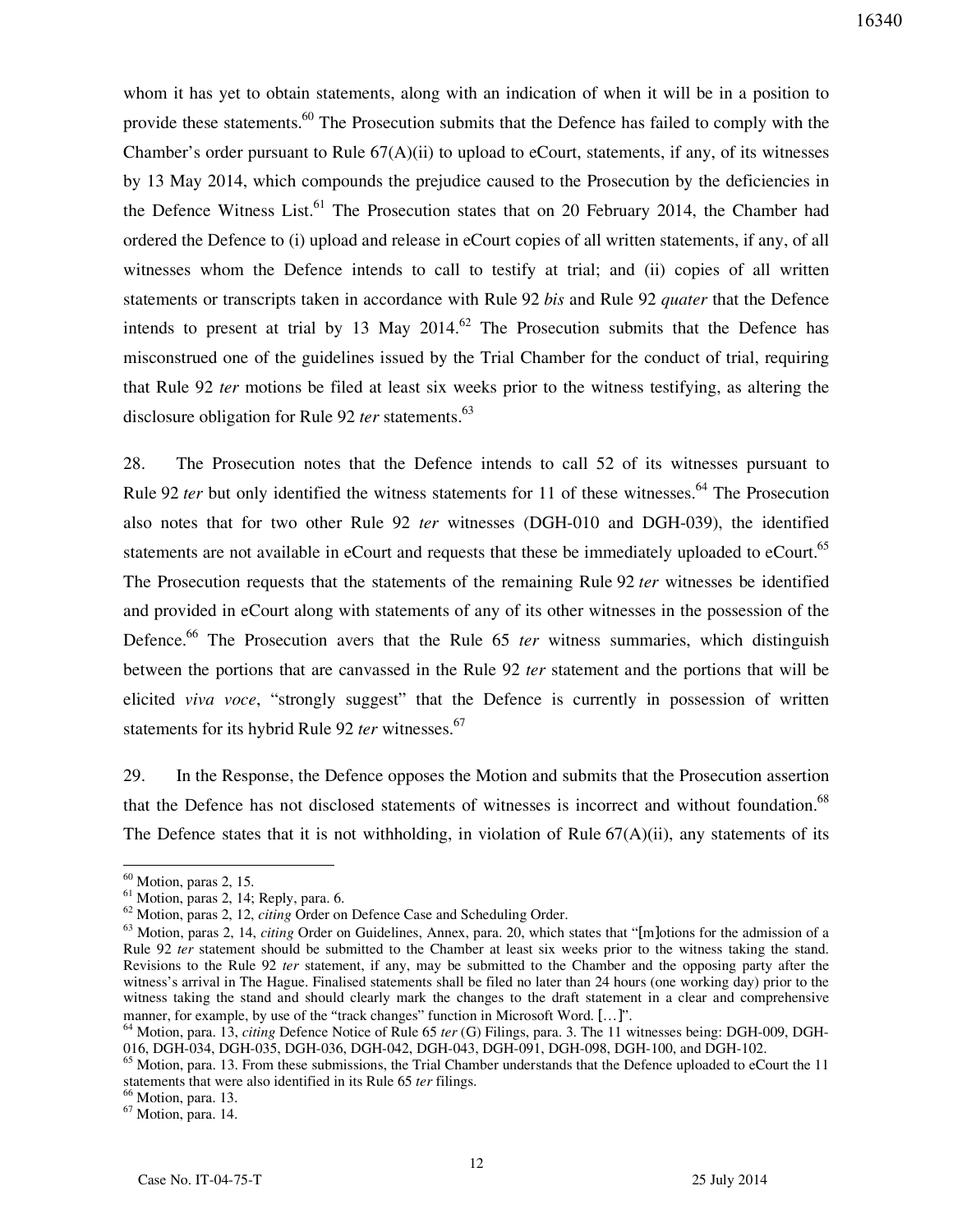whom it has yet to obtain statements, along with an indication of when it will be in a position to provide these statements.[60] The Prosecution submits that the Defence has failed to comply with the Chamber's order pursuant to Rule 67(A)(ii) to upload to eCourt, statements, if any, of its witnesses by 13 May 2014, which compounds the prejudice caused to the Prosecution by the deficiencies in the Defence Witness List.[61] The Prosecution states that on 20 February 2014, the Chamber had ordered the Defence to (i) upload and release in eCourt copies of all written statements, if any, of all witnesses whom the Defence intends to call to testify at trial; and (ii) copies of all written statements or transcripts taken in accordance with Rule 92 *bis* and Rule 92 *quater* that the Defence intends to present at trial by 13 May 2014.[62] The Prosecution submits that the Defence has misconstrued one of the guidelines issued by the Trial Chamber for the conduct of trial, requiring that Rule 92 *ter* motions be filed at least six weeks prior to the witness testifying, as altering the disclosure obligation for Rule 92 *ter* statements.[63]

28. The Prosecution notes that the Defence intends to call 52 of its witnesses pursuant to Rule 92 *ter* but only identified the witness statements for 11 of these witnesses.[64] The Prosecution also notes that for two other Rule 92 *ter* witnesses (DGH-010 and DGH-039), the identified statements are not available in eCourt and requests that these be immediately uploaded to eCourt.[65] The Prosecution requests that the statements of the remaining Rule 92 *ter* witnesses be identified and provided in eCourt along with statements of any of its other witnesses in the possession of the Defence.[66] The Prosecution avers that the Rule 65 *ter* witness summaries, which distinguish between the portions that are canvassed in the Rule 92 *ter* statement and the portions that will be elicited *viva voce*, "strongly suggest" that the Defence is currently in possession of written statements for its hybrid Rule 92 *ter* witnesses.[67]

29. In the Response, the Defence opposes the Motion and submits that the Prosecution assertion that the Defence has not disclosed statements of witnesses is incorrect and without foundation.[68] The Defence states that it is not withholding, in violation of Rule 67(A)(ii), any statements of its

---

[60] Motion, paras 2, 15.

[61] Motion, paras 2, 14; Reply, para. 6.

[62] Motion, paras 2, 12, *citing* Order on Defence Case and Scheduling Order.

[63] Motion, paras 2, 14, *citing* Order on Guidelines, Annex, para. 20, which states that "[m]otions for the admission of a Rule 92 *ter* statement should be submitted to the Chamber at least six weeks prior to the witness taking the stand. Revisions to the Rule 92 *ter* statement, if any, may be submitted to the Chamber and the opposing party after the witness's arrival in The Hague. Finalised statements shall be filed no later than 24 hours (one working day) prior to the witness taking the stand and should clearly mark the changes to the draft statement in a clear and comprehensive manner, for example, by use of the "track changes" function in Microsoft Word. […]".

[64] Motion, para. 13, *citing* Defence Notice of Rule 65 *ter* (G) Filings, para. 3. The 11 witnesses being: DGH-009, DGH-016, DGH-034, DGH-035, DGH-036, DGH-042, DGH-043, DGH-091, DGH-098, DGH-100, and DGH-102.

[65] Motion, para. 13. From these submissions, the Trial Chamber understands that the Defence uploaded to eCourt the 11 statements that were also identified in its Rule 65 *ter* filings.

[66] Motion, para. 13.

[67] Motion, para. 14.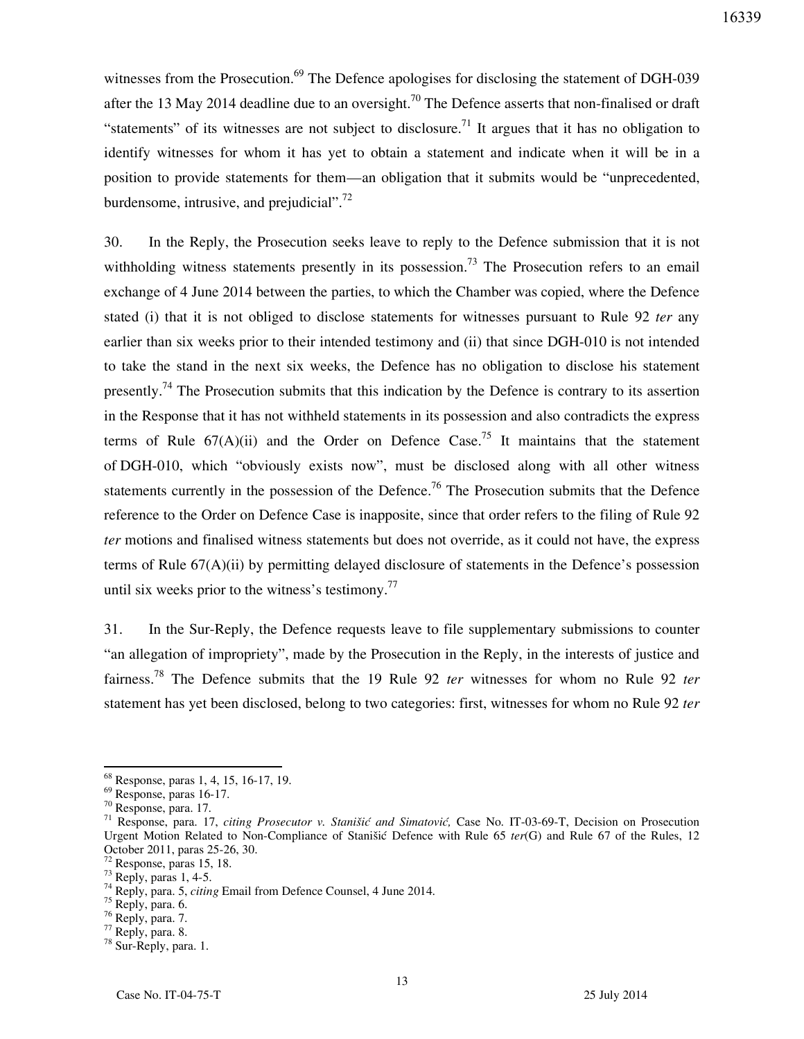witnesses from the Prosecution.[69] The Defence apologises for disclosing the statement of DGH-039 after the 13 May 2014 deadline due to an oversight.[70] The Defence asserts that non-finalised or draft "statements" of its witnesses are not subject to disclosure.[71] It argues that it has no obligation to identify witnesses for whom it has yet to obtain a statement and indicate when it will be in a position to provide statements for them—an obligation that it submits would be "unprecedented, burdensome, intrusive, and prejudicial".[72]

30. In the Reply, the Prosecution seeks leave to reply to the Defence submission that it is not withholding witness statements presently in its possession.[73] The Prosecution refers to an email exchange of 4 June 2014 between the parties, to which the Chamber was copied, where the Defence stated (i) that it is not obliged to disclose statements for witnesses pursuant to Rule 92 *ter* any earlier than six weeks prior to their intended testimony and (ii) that since DGH-010 is not intended to take the stand in the next six weeks, the Defence has no obligation to disclose his statement presently.[74] The Prosecution submits that this indication by the Defence is contrary to its assertion in the Response that it has not withheld statements in its possession and also contradicts the express terms of Rule 67(A)(ii) and the Order on Defence Case.[75] It maintains that the statement of DGH-010, which "obviously exists now", must be disclosed along with all other witness statements currently in the possession of the Defence.[76] The Prosecution submits that the Defence reference to the Order on Defence Case is inapposite, since that order refers to the filing of Rule 92 *ter* motions and finalised witness statements but does not override, as it could not have, the express terms of Rule 67(A)(ii) by permitting delayed disclosure of statements in the Defence's possession until six weeks prior to the witness's testimony.[77]

31. In the Sur-Reply, the Defence requests leave to file supplementary submissions to counter "an allegation of impropriety", made by the Prosecution in the Reply, in the interests of justice and fairness.[78] The Defence submits that the 19 Rule 92 *ter* witnesses for whom no Rule 92 *ter* statement has yet been disclosed, belong to two categories: first, witnesses for whom no Rule 92 *ter*

---

[68] Response, paras 1, 4, 15, 16-17, 19.

[69] Response, paras 16-17.

[70] Response, para. 17.

[71] Response, para. 17, *citing Prosecutor v. Stanišić and Simatović,* Case No. IT-03-69-T, Decision on Prosecution Urgent Motion Related to Non-Compliance of Stanišić Defence with Rule 65 *ter*(G) and Rule 67 of the Rules, 12 October 2011, paras 25-26, 30.

[72] Response, paras 15, 18.

[73] Reply, paras 1, 4-5.

[74] Reply, para. 5, *citing* Email from Defence Counsel, 4 June 2014.

[75] Reply, para. 6.

[76] Reply, para. 7.

[77] Reply, para. 8.

[78] Sur-Reply, para. 1.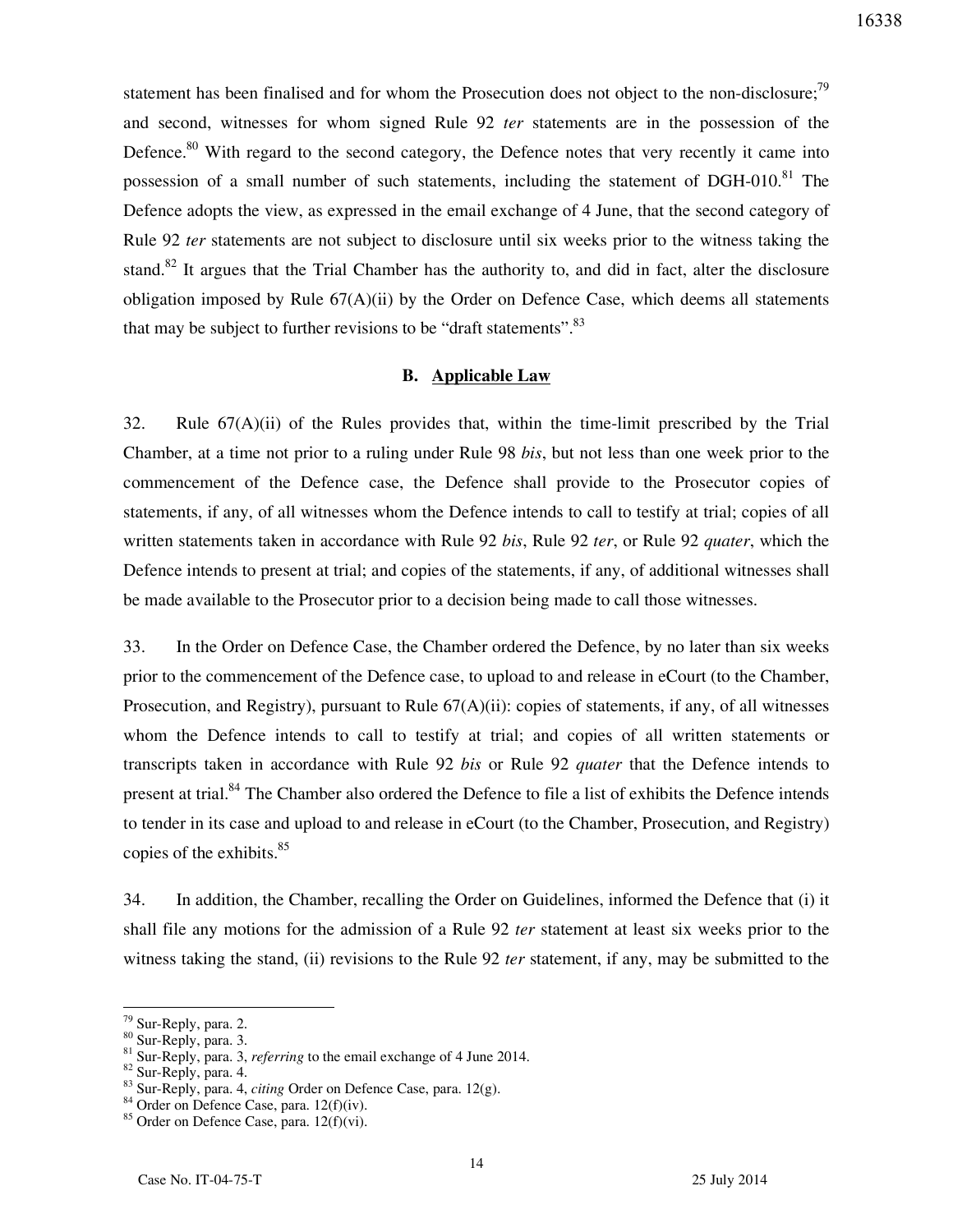statement has been finalised and for whom the Prosecution does not object to the non-disclosure;[79] and second, witnesses for whom signed Rule 92 *ter* statements are in the possession of the Defence.[80] With regard to the second category, the Defence notes that very recently it came into possession of a small number of such statements, including the statement of DGH-010.[81] The Defence adopts the view, as expressed in the email exchange of 4 June, that the second category of Rule 92 *ter* statements are not subject to disclosure until six weeks prior to the witness taking the stand.[82] It argues that the Trial Chamber has the authority to, and did in fact, alter the disclosure obligation imposed by Rule 67(A)(ii) by the Order on Defence Case, which deems all statements that may be subject to further revisions to be "draft statements".[83]

## B. Applicable Law

32. Rule 67(A)(ii) of the Rules provides that, within the time-limit prescribed by the Trial Chamber, at a time not prior to a ruling under Rule 98 *bis*, but not less than one week prior to the commencement of the Defence case, the Defence shall provide to the Prosecutor copies of statements, if any, of all witnesses whom the Defence intends to call to testify at trial; copies of all written statements taken in accordance with Rule 92 *bis*, Rule 92 *ter*, or Rule 92 *quater*, which the Defence intends to present at trial; and copies of the statements, if any, of additional witnesses shall be made available to the Prosecutor prior to a decision being made to call those witnesses.

33. In the Order on Defence Case, the Chamber ordered the Defence, by no later than six weeks prior to the commencement of the Defence case, to upload to and release in eCourt (to the Chamber, Prosecution, and Registry), pursuant to Rule 67(A)(ii): copies of statements, if any, of all witnesses whom the Defence intends to call to testify at trial; and copies of all written statements or transcripts taken in accordance with Rule 92 *bis* or Rule 92 *quater* that the Defence intends to present at trial.[84] The Chamber also ordered the Defence to file a list of exhibits the Defence intends to tender in its case and upload to and release in eCourt (to the Chamber, Prosecution, and Registry) copies of the exhibits.[85]

34. In addition, the Chamber, recalling the Order on Guidelines, informed the Defence that (i) it shall file any motions for the admission of a Rule 92 *ter* statement at least six weeks prior to the witness taking the stand, (ii) revisions to the Rule 92 *ter* statement, if any, may be submitted to the

---

[79] Sur-Reply, para. 2.
[80] Sur-Reply, para. 3.
[81] Sur-Reply, para. 3, *referring* to the email exchange of 4 June 2014.
[82] Sur-Reply, para. 4.
[83] Sur-Reply, para. 4, *citing* Order on Defence Case, para. 12(g).
[84] Order on Defence Case, para. 12(f)(iv).
[85] Order on Defence Case, para. 12(f)(vi).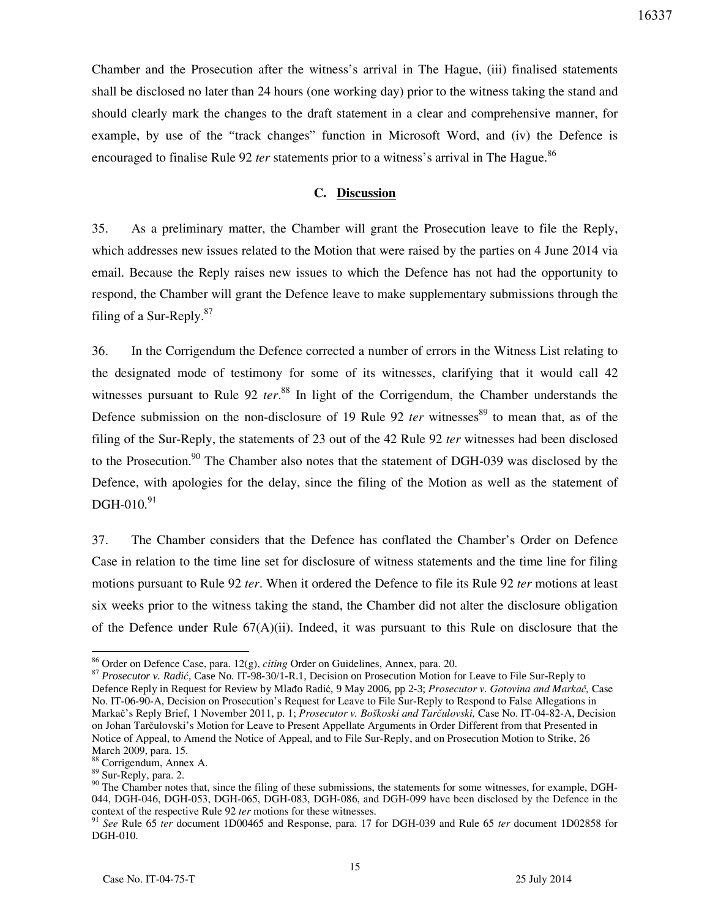Chamber and the Prosecution after the witness's arrival in The Hague, (iii) finalised statements shall be disclosed no later than 24 hours (one working day) prior to the witness taking the stand and should clearly mark the changes to the draft statement in a clear and comprehensive manner, for example, by use of the "track changes" function in Microsoft Word, and (iv) the Defence is encouraged to finalise Rule 92 *ter* statements prior to a witness's arrival in The Hague.[86]

## C. Discussion

35. As a preliminary matter, the Chamber will grant the Prosecution leave to file the Reply, which addresses new issues related to the Motion that were raised by the parties on 4 June 2014 via email. Because the Reply raises new issues to which the Defence has not had the opportunity to respond, the Chamber will grant the Defence leave to make supplementary submissions through the filing of a Sur-Reply.[87]

36. In the Corrigendum the Defence corrected a number of errors in the Witness List relating to the designated mode of testimony for some of its witnesses, clarifying that it would call 42 witnesses pursuant to Rule 92 *ter*.[88] In light of the Corrigendum, the Chamber understands the Defence submission on the non-disclosure of 19 Rule 92 *ter* witnesses[89] to mean that, as of the filing of the Sur-Reply, the statements of 23 out of the 42 Rule 92 *ter* witnesses had been disclosed to the Prosecution.[90] The Chamber also notes that the statement of DGH-039 was disclosed by the Defence, with apologies for the delay, since the filing of the Motion as well as the statement of DGH-010.[91]

37. The Chamber considers that the Defence has conflated the Chamber's Order on Defence Case in relation to the time line set for disclosure of witness statements and the time line for filing motions pursuant to Rule 92 *ter*. When it ordered the Defence to file its Rule 92 *ter* motions at least six weeks prior to the witness taking the stand, the Chamber did not alter the disclosure obligation of the Defence under Rule 67(A)(ii). Indeed, it was pursuant to this Rule on disclosure that the

---

[86] Order on Defence Case, para. 12(g), *citing* Order on Guidelines, Annex, para. 20.

[87] *Prosecutor v. Radić,* Case No. IT-98-30/1-R.1, Decision on Prosecution Motion for Leave to File Sur-Reply to Defence Reply in Request for Review by Mlađo Radić, 9 May 2006, pp 2-3; *Prosecutor v. Gotovina and Markač,* Case No. IT-06-90-A, Decision on Prosecution's Request for Leave to File Sur-Reply to Respond to False Allegations in Markač's Reply Brief, 1 November 2011, p. 1; *Prosecutor v. Boškoski and Tarčulovski,* Case No. IT-04-82-A, Decision on Johan Tarčulovski's Motion for Leave to Present Appellate Arguments in Order Different from that Presented in Notice of Appeal, to Amend the Notice of Appeal, and to File Sur-Reply, and on Prosecution Motion to Strike, 26 March 2009, para. 15.

[88] Corrigendum, Annex A.

[89] Sur-Reply, para. 2.

[90] The Chamber notes that, since the filing of these submissions, the statements for some witnesses, for example, DGH-044, DGH-046, DGH-053, DGH-065, DGH-083, DGH-086, and DGH-099 have been disclosed by the Defence in the context of the respective Rule 92 *ter* motions for these witnesses.

[91] *See* Rule 65 *ter* document 1D00465 and Response, para. 17 for DGH-039 and Rule 65 *ter* document 1D02858 for DGH-010.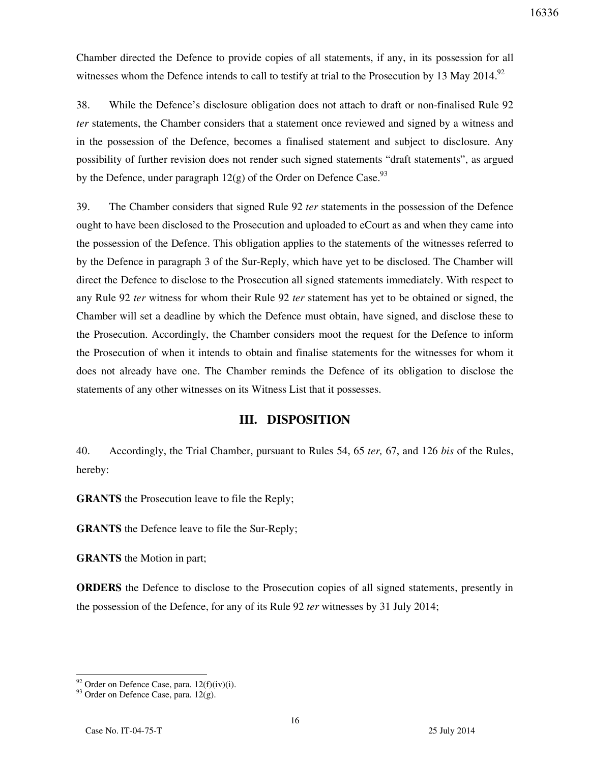Chamber directed the Defence to provide copies of all statements, if any, in its possession for all witnesses whom the Defence intends to call to testify at trial to the Prosecution by 13 May 2014.[92]

38. While the Defence's disclosure obligation does not attach to draft or non-finalised Rule 92 *ter* statements, the Chamber considers that a statement once reviewed and signed by a witness and in the possession of the Defence, becomes a finalised statement and subject to disclosure. Any possibility of further revision does not render such signed statements "draft statements", as argued by the Defence, under paragraph 12(g) of the Order on Defence Case.[93]

39. The Chamber considers that signed Rule 92 *ter* statements in the possession of the Defence ought to have been disclosed to the Prosecution and uploaded to eCourt as and when they came into the possession of the Defence. This obligation applies to the statements of the witnesses referred to by the Defence in paragraph 3 of the Sur-Reply, which have yet to be disclosed. The Chamber will direct the Defence to disclose to the Prosecution all signed statements immediately. With respect to any Rule 92 *ter* witness for whom their Rule 92 *ter* statement has yet to be obtained or signed, the Chamber will set a deadline by which the Defence must obtain, have signed, and disclose these to the Prosecution. Accordingly, the Chamber considers moot the request for the Defence to inform the Prosecution of when it intends to obtain and finalise statements for the witnesses for whom it does not already have one. The Chamber reminds the Defence of its obligation to disclose the statements of any other witnesses on its Witness List that it possesses.

## III. DISPOSITION

40. Accordingly, the Trial Chamber, pursuant to Rules 54, 65 *ter,* 67, and 126 *bis* of the Rules, hereby:

**GRANTS** the Prosecution leave to file the Reply;

**GRANTS** the Defence leave to file the Sur-Reply;

**GRANTS** the Motion in part;

**ORDERS** the Defence to disclose to the Prosecution copies of all signed statements, presently in the possession of the Defence, for any of its Rule 92 *ter* witnesses by 31 July 2014;

---

[92] Order on Defence Case, para. 12(f)(iv)(i).

[93] Order on Defence Case, para. 12(g).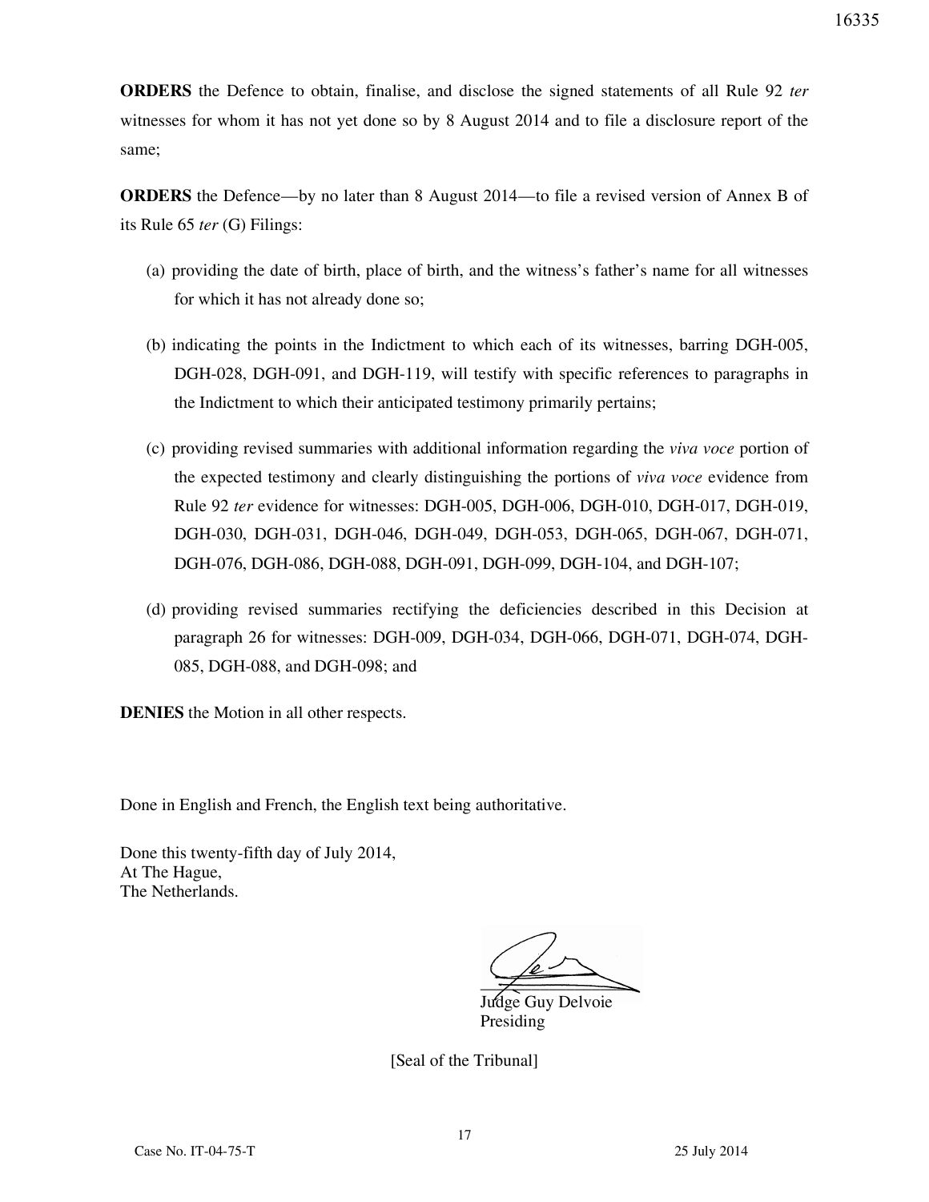**ORDERS** the Defence to obtain, finalise, and disclose the signed statements of all Rule 92 *ter* witnesses for whom it has not yet done so by 8 August 2014 and to file a disclosure report of the same;

**ORDERS** the Defence—by no later than 8 August 2014—to file a revised version of Annex B of its Rule 65 *ter* (G) Filings:

(a) providing the date of birth, place of birth, and the witness's father's name for all witnesses for which it has not already done so;

(b) indicating the points in the Indictment to which each of its witnesses, barring DGH-005, DGH-028, DGH-091, and DGH-119, will testify with specific references to paragraphs in the Indictment to which their anticipated testimony primarily pertains;

(c) providing revised summaries with additional information regarding the *viva voce* portion of the expected testimony and clearly distinguishing the portions of *viva voce* evidence from Rule 92 *ter* evidence for witnesses: DGH-005, DGH-006, DGH-010, DGH-017, DGH-019, DGH-030, DGH-031, DGH-046, DGH-049, DGH-053, DGH-065, DGH-067, DGH-071, DGH-076, DGH-086, DGH-088, DGH-091, DGH-099, DGH-104, and DGH-107;

(d) providing revised summaries rectifying the deficiencies described in this Decision at paragraph 26 for witnesses: DGH-009, DGH-034, DGH-066, DGH-071, DGH-074, DGH-085, DGH-088, and DGH-098; and

**DENIES** the Motion in all other respects.

Done in English and French, the English text being authoritative.

Done this twenty-fifth day of July 2014,
At The Hague,
The Netherlands.

Judge Guy Delvoie
Presiding

[Seal of the Tribunal]